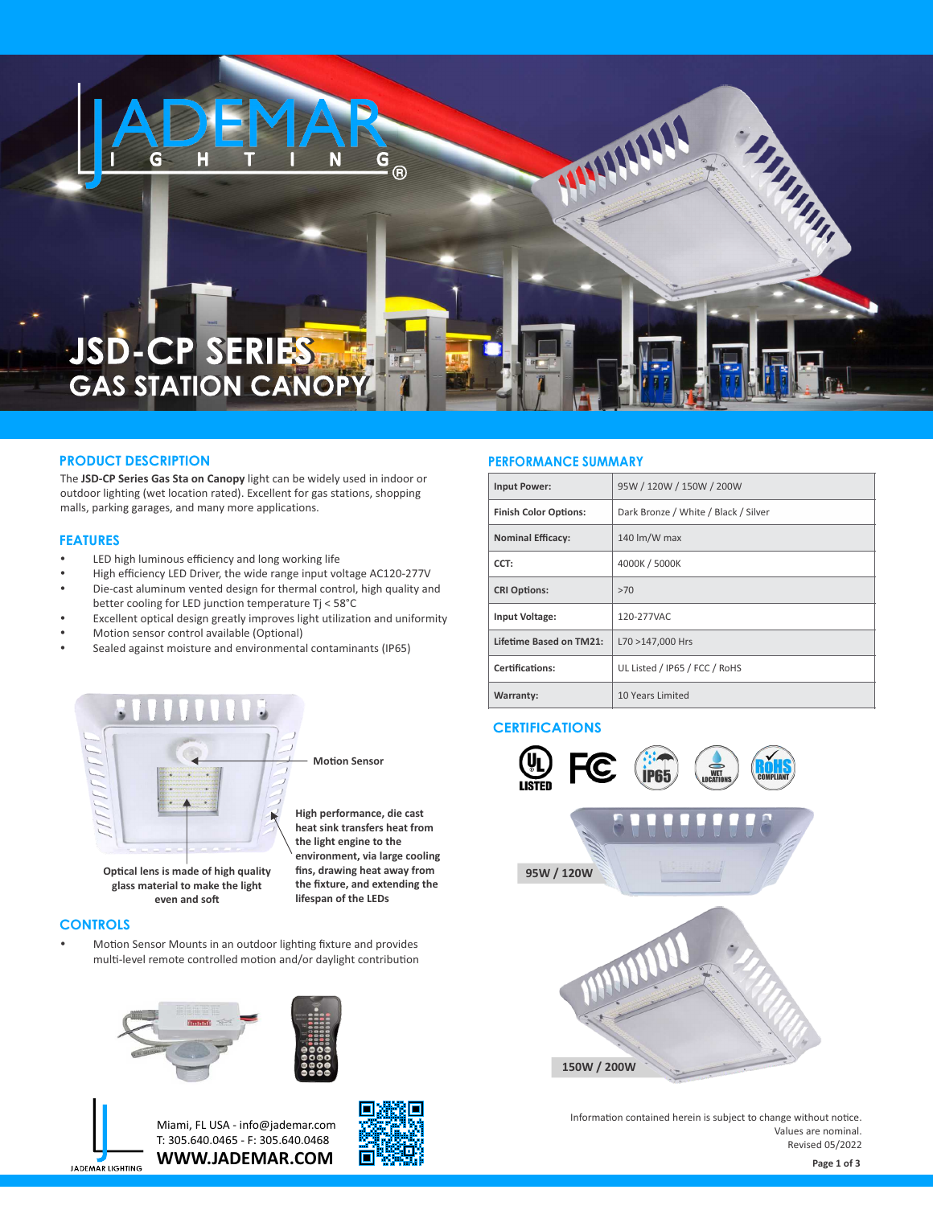# JSD-CP SERIES
## GAS STATION CANOPY

## PRODUCT DESCRIPTION

The **JSD-CP Series Gas Sta on Canopy** light can be widely used in indoor or outdoor lighting (wet location rated). Excellent for gas stations, shopping malls, parking garages, and many more applications.

## FEATURES

- LED high luminous efficiency and long working life
- High efficiency LED Driver, the wide range input voltage AC120-277V
- Die-cast aluminum vented design for thermal control, high quality and better cooling for LED junction temperature Tj < 58°C
- Excellent optical design greatly improves light utilization and uniformity
- Motion sensor control available (Optional)
- Sealed against moisture and environmental contaminants (IP65)

**Motion Sensor**

**High performance, die cast heat sink transfers heat from the light engine to the environment, via large cooling fins, drawing heat away from the fixture, and extending the lifespan of the LEDs**

**Optical lens is made of high quality glass material to make the light even and soft**

## CONTROLS

- Motion Sensor Mounts in an outdoor lighting fixture and provides multi-level remote controlled motion and/or daylight contribution

## PERFORMANCE SUMMARY

| | |
|---|---|
| **Input Power:** | 95W / 120W / 150W / 200W |
| **Finish Color Options:** | Dark Bronze / White / Black / Silver |
| **Nominal Efficacy:** | 140 lm/W max |
| **CCT:** | 4000K / 5000K |
| **CRI Options:** | >70 |
| **Input Voltage:** | 120-277VAC |
| **Lifetime Based on TM21:** | L70 >147,000 Hrs |
| **Certifications:** | UL Listed / IP65 / FCC / RoHS |
| **Warranty:** | 10 Years Limited |

## CERTIFICATIONS

UL LISTED · FC · IP65 · WET LOCATIONS · RoHS COMPLIANT

**95W / 120W**

**150W / 200W**

Miami, FL USA - info@jademar.com
T: 305.640.0465 - F: 305.640.0468
**WWW.JADEMAR.COM**

Information contained herein is subject to change without notice. Values are nominal. Revised 05/2022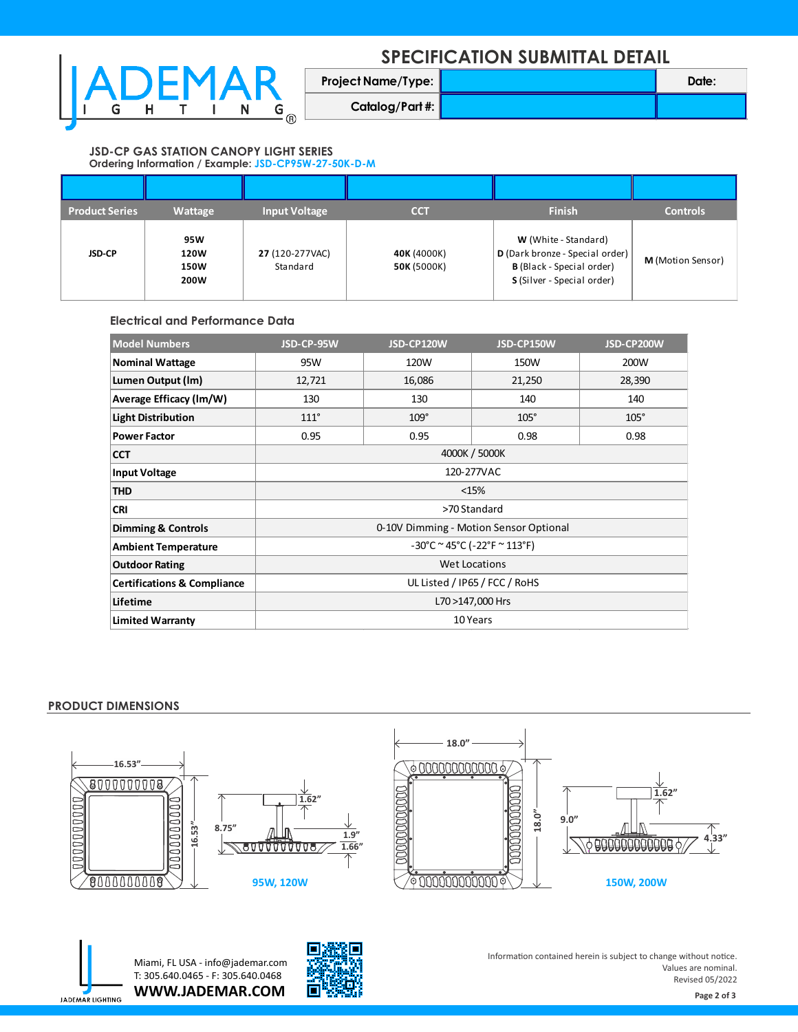# SPECIFICATION SUBMITTAL DETAIL

| Project Name/Type: | | Date: |
|---|---|---|
| Catalog/Part #: | | |

## JSD-CP GAS STATION CANOPY LIGHT SERIES

Ordering Information / Example: JSD-CP95W-27-50K-D-M

| Product Series | Wattage | Input Voltage | CCT | Finish | Controls |
|---|---|---|---|---|---|
| JSD-CP | **95W**<br>**120W**<br>**150W**<br>**200W** | **27** (120-277VAC)<br>Standard | **40K** (4000K)<br>**50K** (5000K) | **W** (White - Standard)<br>**D** (Dark bronze - Special order)<br>**B** (Black - Special order)<br>**S** (Silver - Special order) | **M** (Motion Sensor) |

### Electrical and Performance Data

| Model Numbers | JSD-CP-95W | JSD-CP120W | JSD-CP150W | JSD-CP200W |
|---|---|---|---|---|
| **Nominal Wattage** | 95W | 120W | 150W | 200W |
| **Lumen Output (lm)** | 12,721 | 16,086 | 21,250 | 28,390 |
| **Average Efficacy (lm/W)** | 130 | 130 | 140 | 140 |
| **Light Distribution** | 111° | 109° | 105° | 105° |
| **Power Factor** | 0.95 | 0.95 | 0.98 | 0.98 |
| **CCT** | 4000K / 5000K | | | |
| **Input Voltage** | 120-277VAC | | | |
| **THD** | <15% | | | |
| **CRI** | >70 Standard | | | |
| **Dimming & Controls** | 0-10V Dimming - Motion Sensor Optional | | | |
| **Ambient Temperature** | -30°C ~ 45°C (-22°F ~ 113°F) | | | |
| **Outdoor Rating** | Wet Locations | | | |
| **Certifications & Compliance** | UL Listed / IP65 / FCC / RoHS | | | |
| **Lifetime** | L70 >147,000 Hrs | | | |
| **Limited Warranty** | 10 Years | | | |

## PRODUCT DIMENSIONS

95W, 120W: 16.53" × 16.53"; height 8.75"; 1.62"; 1.9"; 1.66"

150W, 200W: 18.0" × 18.0"; height 9.0"; 1.62"; 4.33"

Miami, FL USA - info@jademar.com
T: 305.640.0465 - F: 305.640.0468
**WWW.JADEMAR.COM**

Information contained herein is subject to change without notice.
Values are nominal.
Revised 05/2022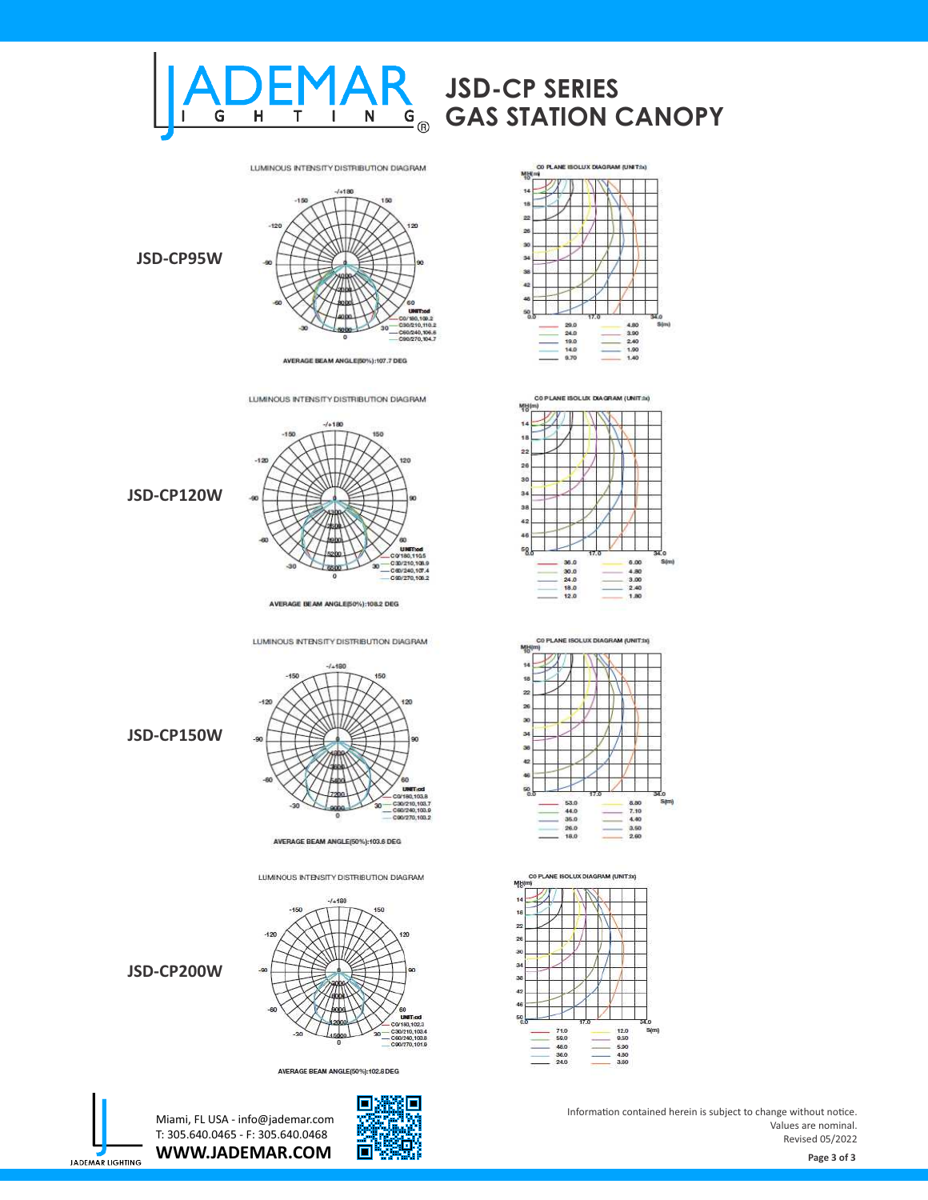# JSD-CP SERIES GAS STATION CANOPY

## JSD-CP95W

LUMINOUS INTENSITY DISTRIBUTION DIAGRAM

-/+180
-150
150
-120
120
-90
90
-60
60
-30
30
0
4000
3000
2000
4000
5000
UNIT:cd
C0/180,109.2
C30/210,110.2
C60/240,106.6
C90/270,104.7

AVERAGE BEAM ANGLE(50%):107.7 DEG

C0 PLANE ISOLUX DIAGRAM (UNIT:lx)

MH(m)
10
14
18
22
26
30
34
38
42
46
50
0.0
17.0
34.0
S(m)

29.0
24.0
19.0
14.0
9.70
4.80
3.90
2.40
1.90
1.40

## JSD-CP120W

LUMINOUS INTENSITY DISTRIBUTION DIAGRAM

-/+180
-150
150
-120
120
-90
90
-60
60
-30
30
0
1300
2600
3900
5200
6500
UNIT:cd
C0/180,110.5
C30/210,108.9
C60/240,107.4
C90/270,106.2

AVERAGE BEAM ANGLE(50%):108.2 DEG

C0 PLANE ISOLUX DIAGRAM (UNIT:lx)

MH(m)
10
14
18
22
26
30
34
38
42
46
50
0.0
17.0
34.0
S(m)

36.0
30.0
24.0
18.0
12.0
6.00
4.80
3.00
2.40
1.80

## JSD-CP150W

LUMINOUS INTENSITY DISTRIBUTION DIAGRAM

-/+180
-150
150
-120
120
-90
90
-60
60
-30
30
0
1800
3600
5400
7200
9000
UNIT:cd
C0/180,103.8
C30/210,103.7
C60/240,103.9
C90/270,103.2

AVERAGE BEAM ANGLE(50%):103.6 DEG

C0 PLANE ISOLUX DIAGRAM (UNIT:lx)

MH(m)
10
14
18
22
26
30
34
38
42
46
50
0.0
17.0
34.0
S(m)

53.0
44.0
35.0
26.0
18.0
8.80
7.10
4.40
3.50
2.60

## JSD-CP200W

LUMINOUS INTENSITY DISTRIBUTION DIAGRAM

-/+180
-150
150
-120
120
-90
90
-60
60
-30
30
0
3000
6000
9000
12000
15000
UNIT:cd
C0/180,102.3
C30/210,103.4
C60/240,103.8
C90/270,101.9

AVERAGE BEAM ANGLE(50%):102.8 DEG

C0 PLANE ISOLUX DIAGRAM (UNIT:lx)

MH(m)
10
14
18
22
26
30
34
38
42
46
50
0.0
17.0
34.0
S(m)

71.0
59.0
48.0
36.0
24.0
12.0
9.50
5.90
4.80
3.60

JADEMAR LIGHTING

Miami, FL USA - info@jademar.com
T: 305.640.0465 - F: 305.640.0468
**WWW.JADEMAR.COM**

Information contained herein is subject to change without notice.
Values are nominal.
Revised 05/2022